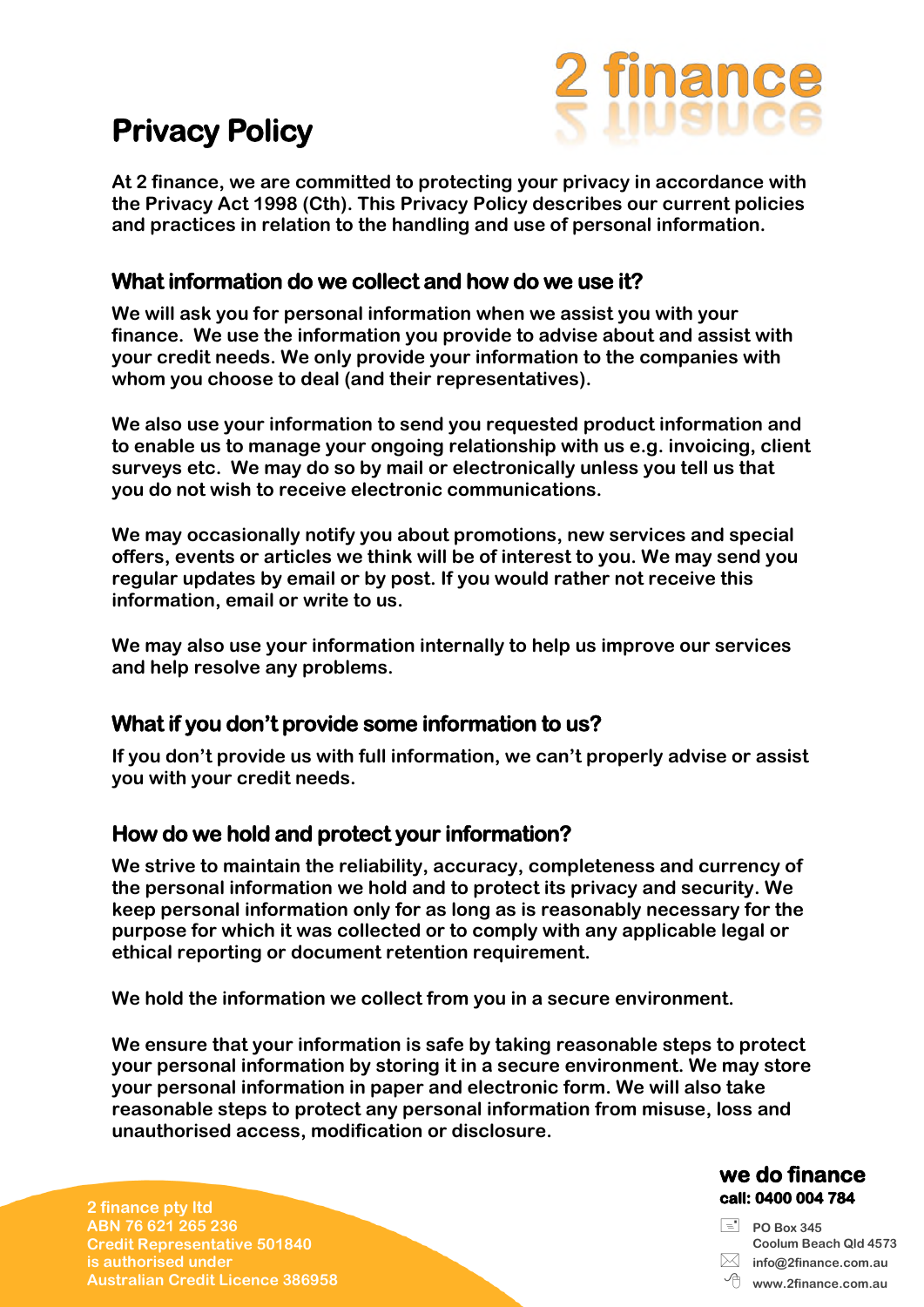# Privacy Policy

**At 2 finance, we are committed to protecting your privacy in accordance with the Privacy Act 1998 (Cth). This Privacy Policy describes our current policies and practices in relation to the handling and use of personal information.**

## What information do we collect and how do we use it?

**We will ask you for personal information when we assist you with your finance. We use the information you provide to advise about and assist with your credit needs. We only provide your information to the companies with whom you choose to deal (and their representatives).**

**We also use your information to send you requested product information and to enable us to manage your ongoing relationship with us e.g. invoicing, client surveys etc. We may do so by mail or electronically unless you tell us that you do not wish to receive electronic communications.**

**We may occasionally notify you about promotions, new services and special offers, events or articles we think will be of interest to you. We may send you regular updates by email or by post. If you would rather not receive this information, email or write to us.**

**We may also use your information internally to help us improve our services and help resolve any problems.**

## What if you don't provide some information to us?

**If you don't provide us with full information, we can't properly advise or assist you with your credit needs.**

## How do we hold and protect your information?

**We strive to maintain the reliability, accuracy, completeness and currency of the personal information we hold and to protect its privacy and security. We keep personal information only for as long as is reasonably necessary for the purpose for which it was collected or to comply with any applicable legal or ethical reporting or document retention requirement.**

**We hold the information we collect from you in a secure environment.**

**We ensure that your information is safe by taking reasonable steps to protect your personal information by storing it in a secure environment. We may store your personal information in paper and electronic form. We will also take reasonable steps to protect any personal information from misuse, loss and unauthorised access, modification or disclosure.**

**2 finance pty ltd**
**ABN 76 621 265 236**
**Credit Representative 501840**
**is authorised under**
**Australian Credit Licence 386958**

**we do finance**
**call: 0400 004 784**

PO Box 345
Coolum Beach Qld 4573
info@2finance.com.au
www.2finance.com.au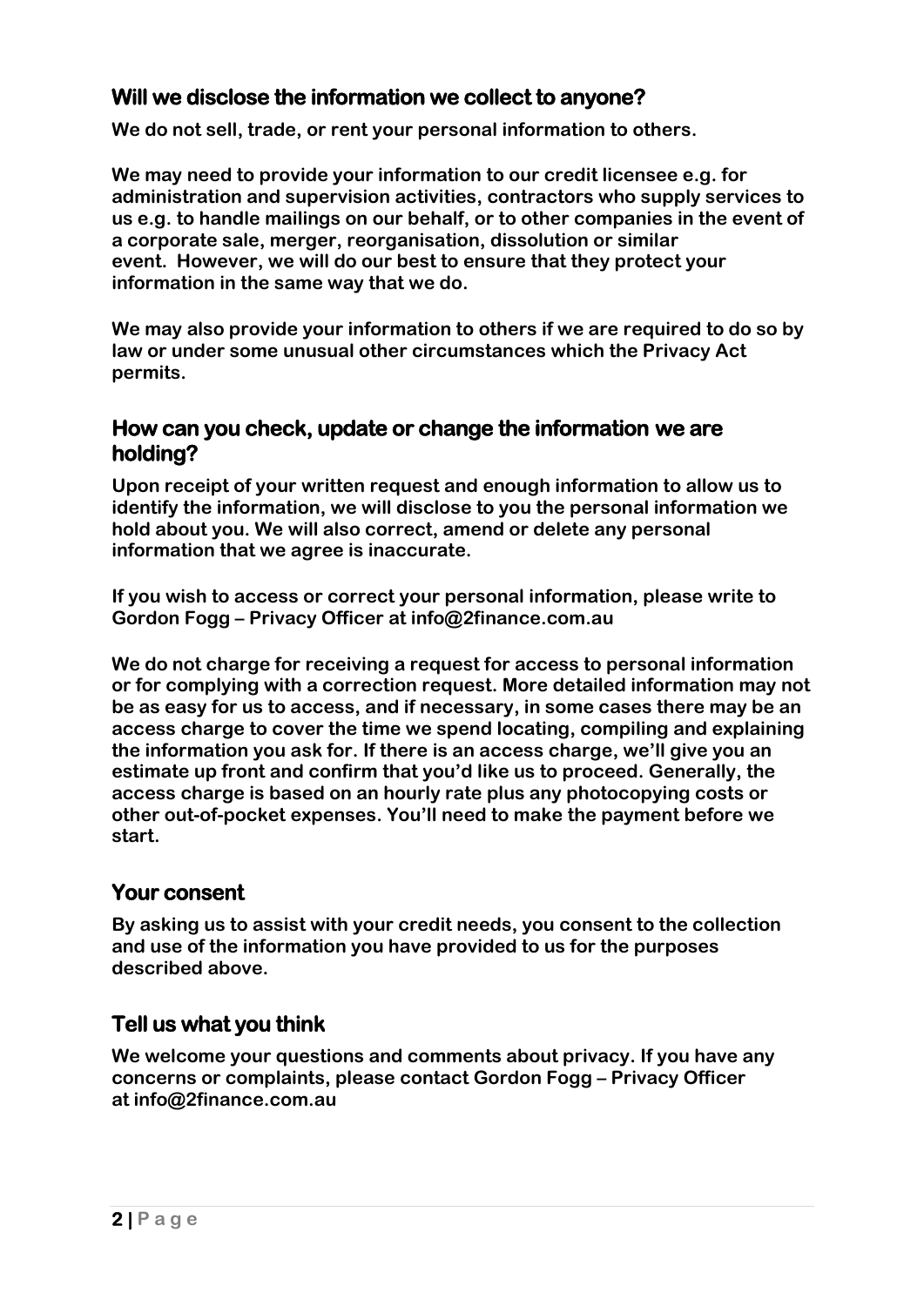## Will we disclose the information we collect to anyone?

**We do not sell, trade, or rent your personal information to others.**

**We may need to provide your information to our credit licensee e.g. for administration and supervision activities, contractors who supply services to us e.g. to handle mailings on our behalf, or to other companies in the event of a corporate sale, merger, reorganisation, dissolution or similar event. However, we will do our best to ensure that they protect your information in the same way that we do.**

**We may also provide your information to others if we are required to do so by law or under some unusual other circumstances which the Privacy Act permits.**

## How can you check, update or change the information we are holding?

**Upon receipt of your written request and enough information to allow us to identify the information, we will disclose to you the personal information we hold about you. We will also correct, amend or delete any personal information that we agree is inaccurate.**

**If you wish to access or correct your personal information, please write to Gordon Fogg – Privacy Officer at info@2finance.com.au**

**We do not charge for receiving a request for access to personal information or for complying with a correction request. More detailed information may not be as easy for us to access, and if necessary, in some cases there may be an access charge to cover the time we spend locating, compiling and explaining the information you ask for. If there is an access charge, we'll give you an estimate up front and confirm that you'd like us to proceed. Generally, the access charge is based on an hourly rate plus any photocopying costs or other out-of-pocket expenses. You'll need to make the payment before we start.**

## Your consent

**By asking us to assist with your credit needs, you consent to the collection and use of the information you have provided to us for the purposes described above.**

## Tell us what you think

**We welcome your questions and comments about privacy. If you have any concerns or complaints, please contact Gordon Fogg – Privacy Officer at info@2finance.com.au**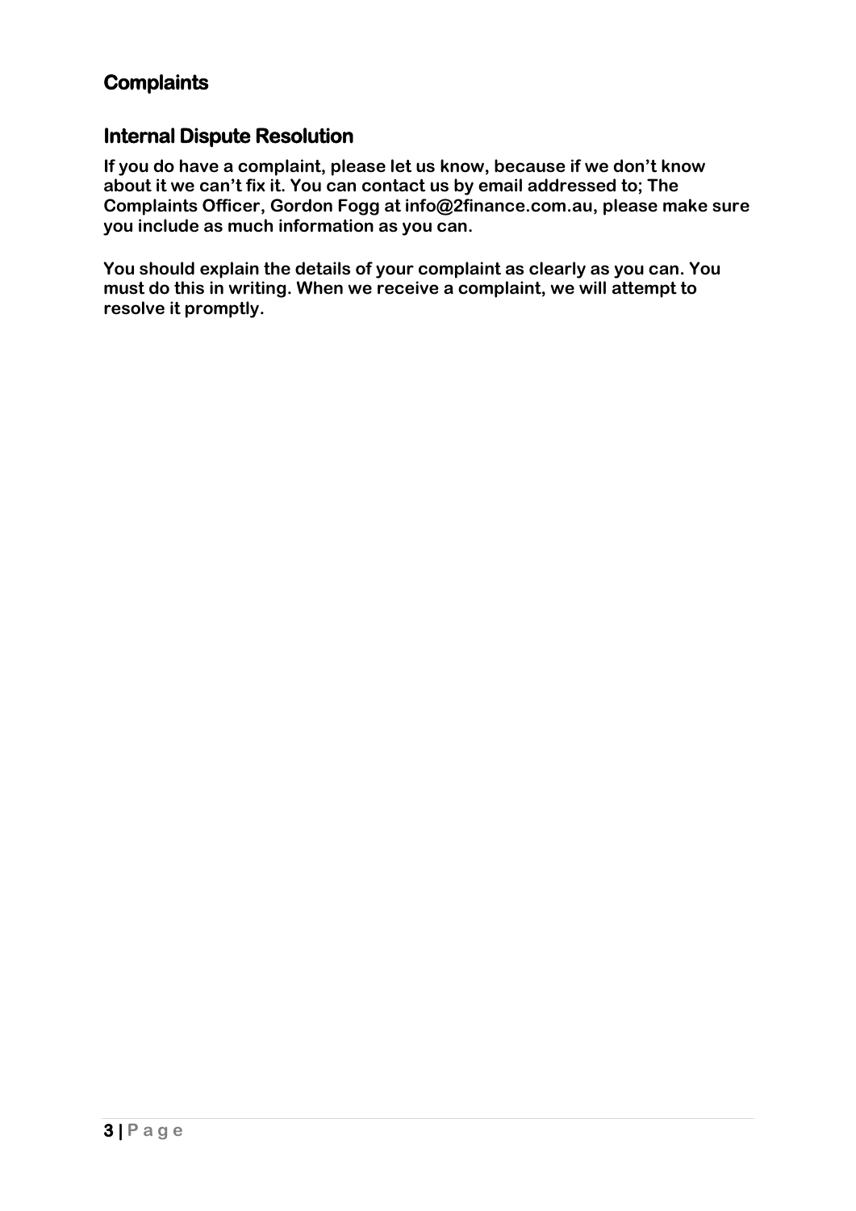## Complaints

### Internal Dispute Resolution

**If you do have a complaint, please let us know, because if we don't know about it we can't fix it. You can contact us by email addressed to; The Complaints Officer, Gordon Fogg at info@2finance.com.au, please make sure you include as much information as you can.**

**You should explain the details of your complaint as clearly as you can. You must do this in writing. When we receive a complaint, we will attempt to resolve it promptly.**